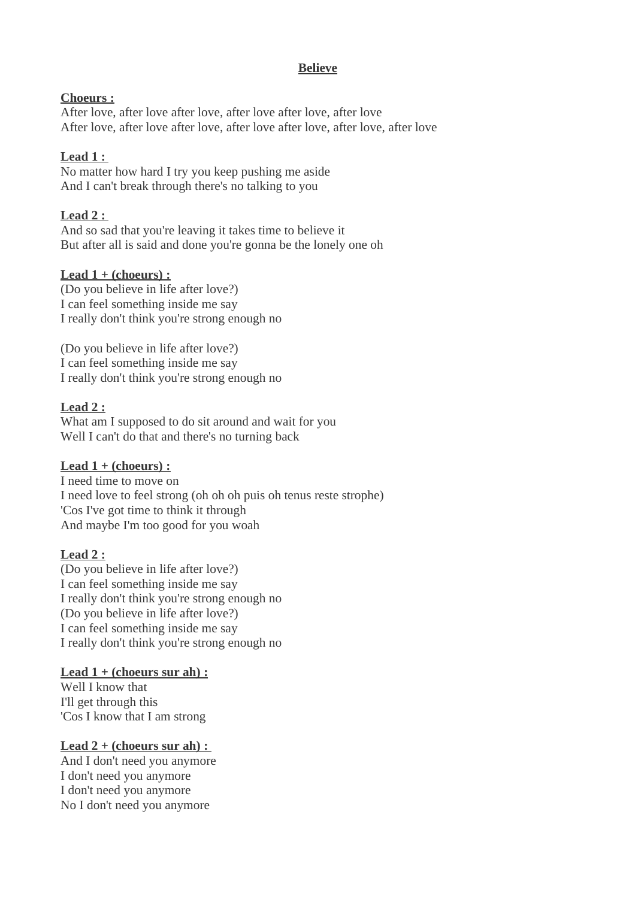# Believe

**Choeurs :**
After love, after love after love, after love after love, after love
After love, after love after love, after love after love, after love, after love

**Lead 1 :**
No matter how hard I try you keep pushing me aside
And I can't break through there's no talking to you

**Lead 2 :**
And so sad that you're leaving it takes time to believe it
But after all is said and done you're gonna be the lonely one oh

**Lead 1 + (choeurs) :**
(Do you believe in life after love?)
I can feel something inside me say
I really don't think you're strong enough no

(Do you believe in life after love?)
I can feel something inside me say
I really don't think you're strong enough no

**Lead 2 :**
What am I supposed to do sit around and wait for you
Well I can't do that and there's no turning back

**Lead 1 + (choeurs) :**
I need time to move on
I need love to feel strong (oh oh oh puis oh tenus reste strophe)
'Cos I've got time to think it through
And maybe I'm too good for you woah

**Lead 2 :**
(Do you believe in life after love?)
I can feel something inside me say
I really don't think you're strong enough no
(Do you believe in life after love?)
I can feel something inside me say
I really don't think you're strong enough no

**Lead 1 + (choeurs sur ah) :**
Well I know that
I'll get through this
'Cos I know that I am strong

**Lead 2 + (choeurs sur ah) :**
And I don't need you anymore
I don't need you anymore
I don't need you anymore
No I don't need you anymore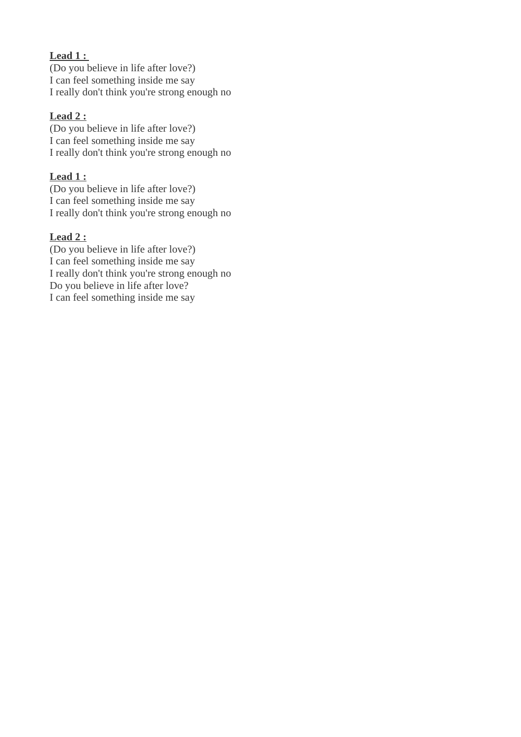**Lead 1 :**
(Do you believe in life after love?)
I can feel something inside me say
I really don't think you're strong enough no

**Lead 2 :**
(Do you believe in life after love?)
I can feel something inside me say
I really don't think you're strong enough no

**Lead 1 :**
(Do you believe in life after love?)
I can feel something inside me say
I really don't think you're strong enough no

**Lead 2 :**
(Do you believe in life after love?)
I can feel something inside me say
I really don't think you're strong enough no
Do you believe in life after love?
I can feel something inside me say